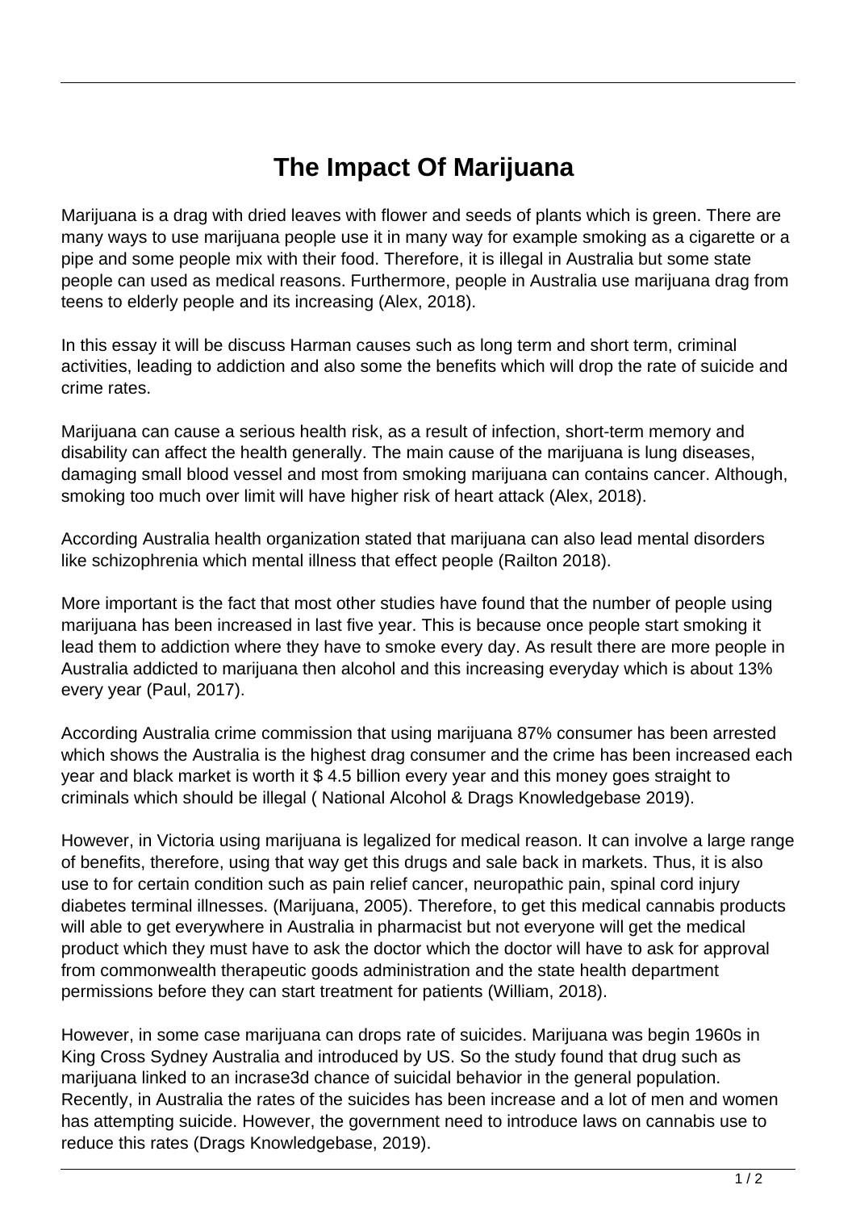# The Impact Of Marijuana

Marijuana is a drag with dried leaves with flower and seeds of plants which is green. There are many ways to use marijuana people use it in many way for example smoking as a cigarette or a pipe and some people mix with their food. Therefore, it is illegal in Australia but some state people can used as medical reasons. Furthermore, people in Australia use marijuana drag from teens to elderly people and its increasing (Alex, 2018).

In this essay it will be discuss Harman causes such as long term and short term, criminal activities, leading to addiction and also some the benefits which will drop the rate of suicide and crime rates.

Marijuana can cause a serious health risk, as a result of infection, short-term memory and disability can affect the health generally. The main cause of the marijuana is lung diseases, damaging small blood vessel and most from smoking marijuana can contains cancer. Although, smoking too much over limit will have higher risk of heart attack (Alex, 2018).

According Australia health organization stated that marijuana can also lead mental disorders like schizophrenia which mental illness that effect people (Railton 2018).

More important is the fact that most other studies have found that the number of people using marijuana has been increased in last five year. This is because once people start smoking it lead them to addiction where they have to smoke every day. As result there are more people in Australia addicted to marijuana then alcohol and this increasing everyday which is about 13% every year (Paul, 2017).

According Australia crime commission that using marijuana 87% consumer has been arrested which shows the Australia is the highest drag consumer and the crime has been increased each year and black market is worth it $ 4.5 billion every year and this money goes straight to criminals which should be illegal ( National Alcohol & Drags Knowledgebase 2019).

However, in Victoria using marijuana is legalized for medical reason. It can involve a large range of benefits, therefore, using that way get this drugs and sale back in markets. Thus, it is also use to for certain condition such as pain relief cancer, neuropathic pain, spinal cord injury diabetes terminal illnesses. (Marijuana, 2005). Therefore, to get this medical cannabis products will able to get everywhere in Australia in pharmacist but not everyone will get the medical product which they must have to ask the doctor which the doctor will have to ask for approval from commonwealth therapeutic goods administration and the state health department permissions before they can start treatment for patients (William, 2018).

However, in some case marijuana can drops rate of suicides. Marijuana was begin 1960s in King Cross Sydney Australia and introduced by US. So the study found that drug such as marijuana linked to an incrase3d chance of suicidal behavior in the general population. Recently, in Australia the rates of the suicides has been increase and a lot of men and women has attempting suicide. However, the government need to introduce laws on cannabis use to reduce this rates (Drags Knowledgebase, 2019).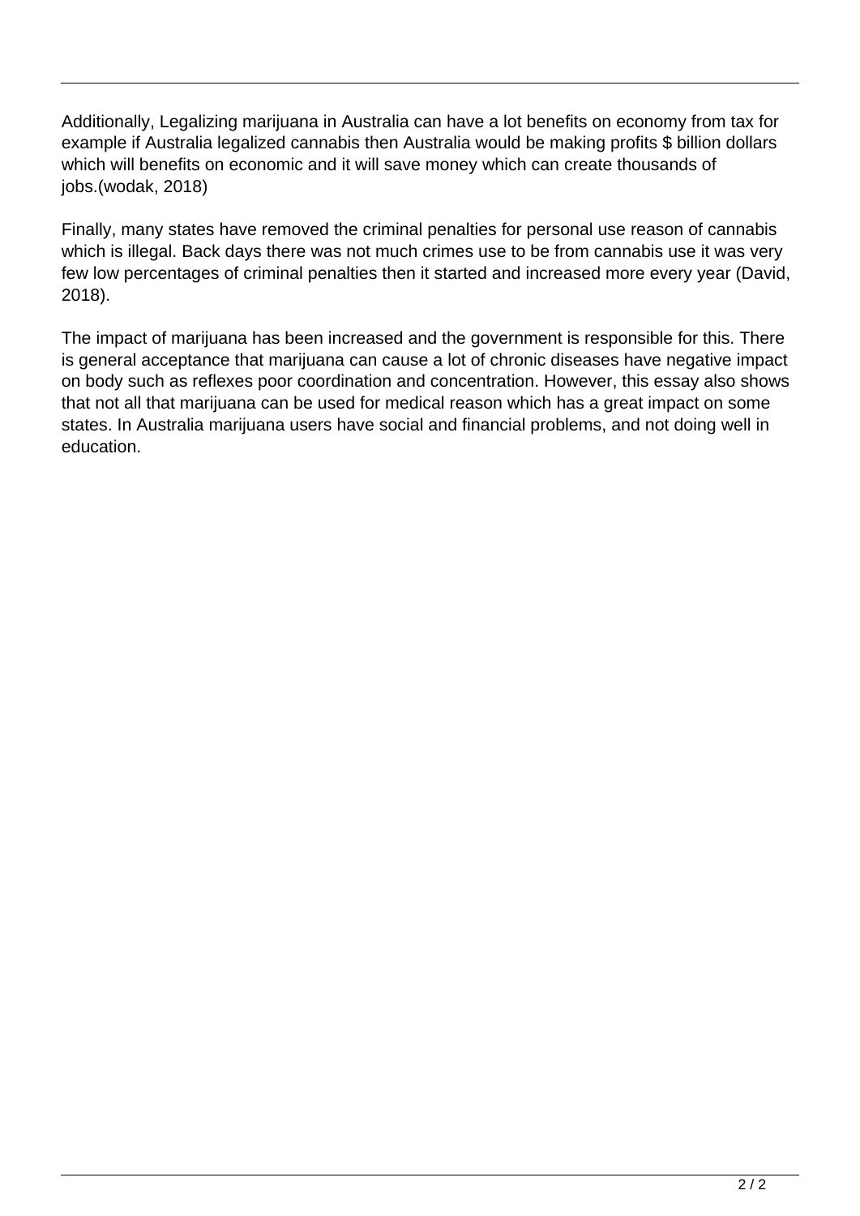Additionally, Legalizing marijuana in Australia can have a lot benefits on economy from tax for example if Australia legalized cannabis then Australia would be making profits $ billion dollars which will benefits on economic and it will save money which can create thousands of jobs.(wodak, 2018)

Finally, many states have removed the criminal penalties for personal use reason of cannabis which is illegal. Back days there was not much crimes use to be from cannabis use it was very few low percentages of criminal penalties then it started and increased more every year (David, 2018).

The impact of marijuana has been increased and the government is responsible for this. There is general acceptance that marijuana can cause a lot of chronic diseases have negative impact on body such as reflexes poor coordination and concentration. However, this essay also shows that not all that marijuana can be used for medical reason which has a great impact on some states. In Australia marijuana users have social and financial problems, and not doing well in education.